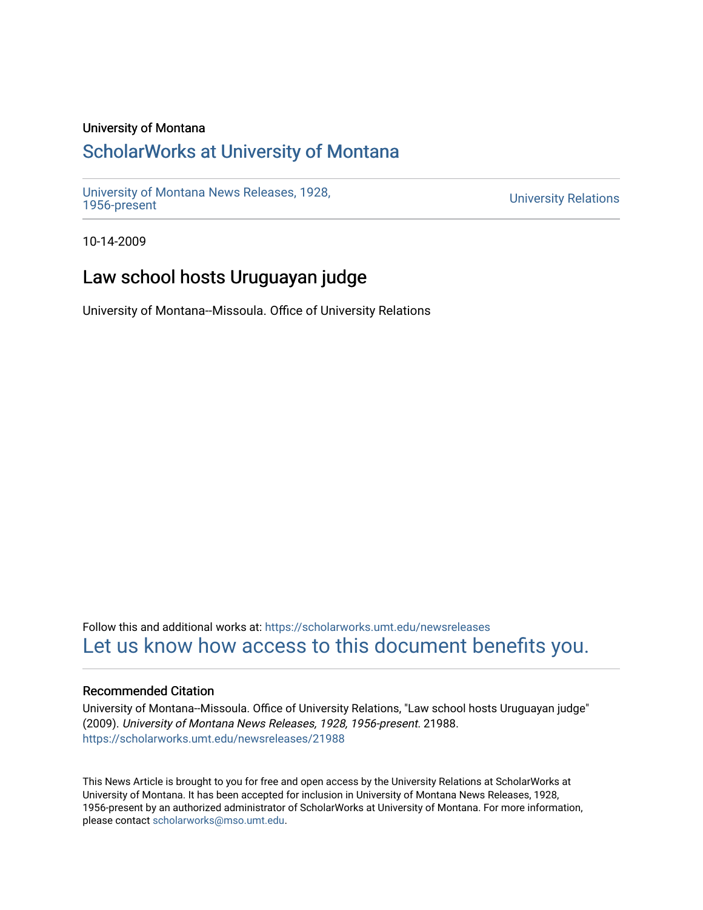University of Montana

# ScholarWorks at University of Montana

University of Montana News Releases, 1928, 1956-present

University Relations

10-14-2009

## Law school hosts Uruguayan judge

University of Montana--Missoula. Office of University Relations

Follow this and additional works at: https://scholarworks.umt.edu/newsreleases

Let us know how access to this document benefits you.

### Recommended Citation

University of Montana--Missoula. Office of University Relations, "Law school hosts Uruguayan judge" (2009). *University of Montana News Releases, 1928, 1956-present*. 21988.
https://scholarworks.umt.edu/newsreleases/21988

This News Article is brought to you for free and open access by the University Relations at ScholarWorks at University of Montana. It has been accepted for inclusion in University of Montana News Releases, 1928, 1956-present by an authorized administrator of ScholarWorks at University of Montana. For more information, please contact scholarworks@mso.umt.edu.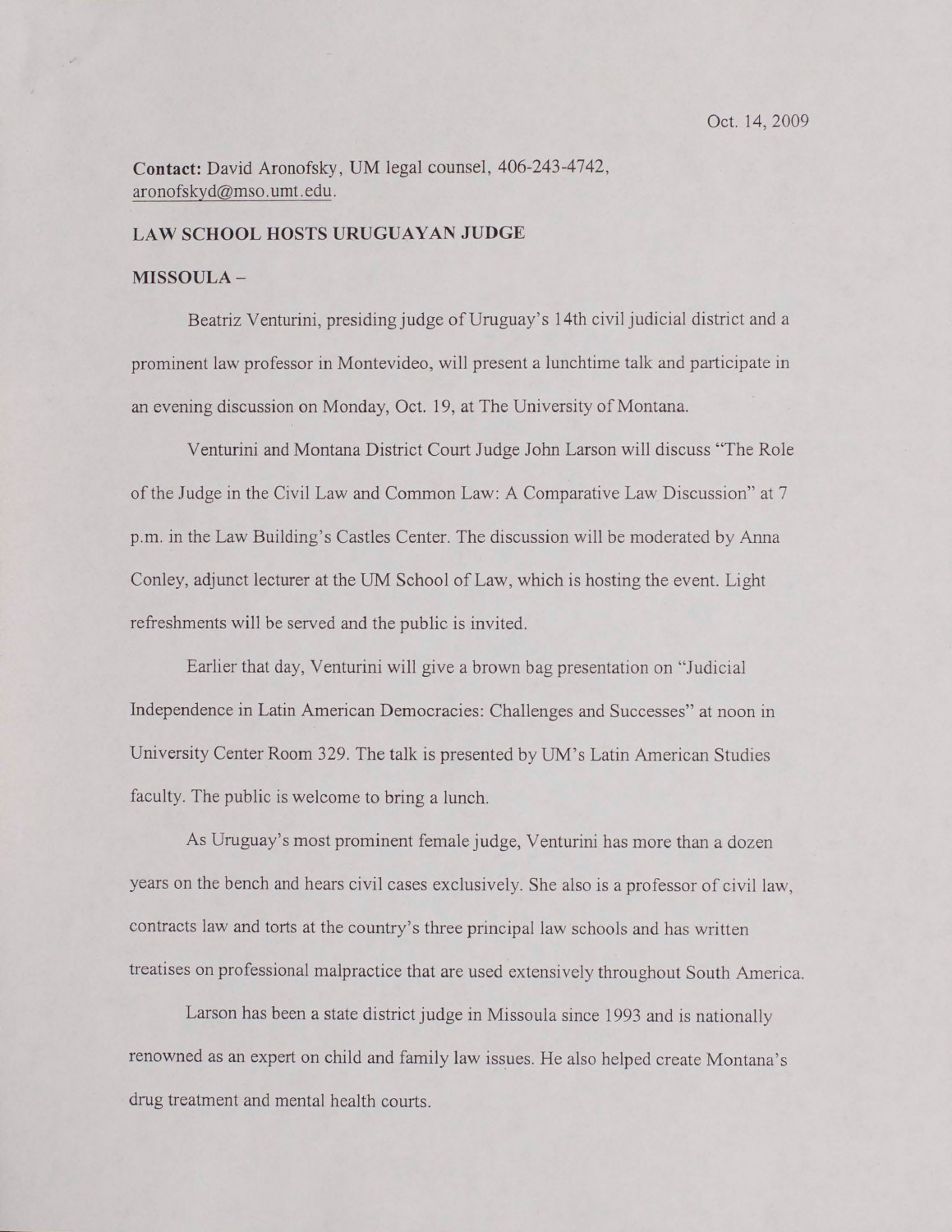Oct. 14, 2009

**Contact:** David Aronofsky, UM legal counsel, 406-243-4742, aronofskyd@mso.umt.edu.

**LAW SCHOOL HOSTS URUGUAYAN JUDGE**

**MISSOULA –**

Beatriz Venturini, presiding judge of Uruguay's 14th civil judicial district and a prominent law professor in Montevideo, will present a lunchtime talk and participate in an evening discussion on Monday, Oct. 19, at The University of Montana.

Venturini and Montana District Court Judge John Larson will discuss "The Role of the Judge in the Civil Law and Common Law: A Comparative Law Discussion" at 7 p.m. in the Law Building's Castles Center. The discussion will be moderated by Anna Conley, adjunct lecturer at the UM School of Law, which is hosting the event. Light refreshments will be served and the public is invited.

Earlier that day, Venturini will give a brown bag presentation on "Judicial Independence in Latin American Democracies: Challenges and Successes" at noon in University Center Room 329. The talk is presented by UM's Latin American Studies faculty. The public is welcome to bring a lunch.

As Uruguay's most prominent female judge, Venturini has more than a dozen years on the bench and hears civil cases exclusively. She also is a professor of civil law, contracts law and torts at the country's three principal law schools and has written treatises on professional malpractice that are used extensively throughout South America.

Larson has been a state district judge in Missoula since 1993 and is nationally renowned as an expert on child and family law issues. He also helped create Montana's drug treatment and mental health courts.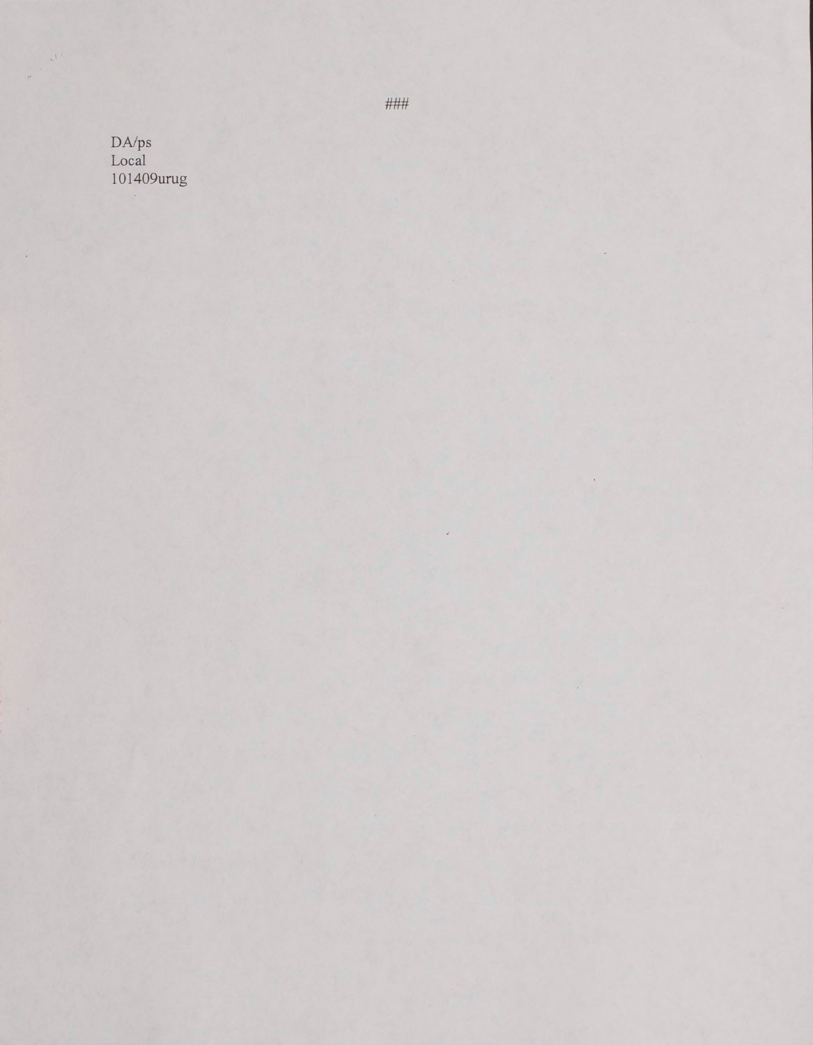###

DA/ps
Local
101409urug